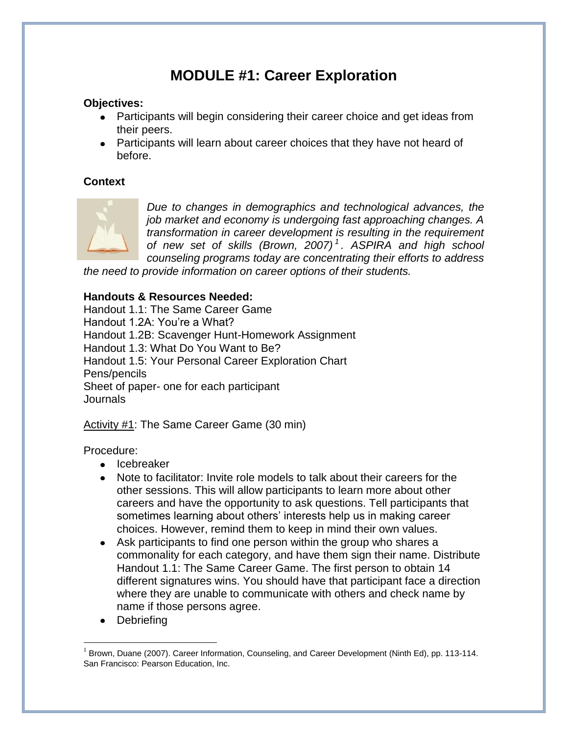# MODULE #1: Career Exploration

**Objectives:**

- Participants will begin considering their career choice and get ideas from their peers.
- Participants will learn about career choices that they have not heard of before.

**Context**

*Due to changes in demographics and technological advances, the job market and economy is undergoing fast approaching changes. A transformation in career development is resulting in the requirement of new set of skills (Brown, 2007)[1]. ASPIRA and high school counseling programs today are concentrating their efforts to address the need to provide information on career options of their students.*

**Handouts & Resources Needed:**

Handout 1.1: The Same Career Game
Handout 1.2A: You're a What?
Handout 1.2B: Scavenger Hunt-Homework Assignment
Handout 1.3: What Do You Want to Be?
Handout 1.5: Your Personal Career Exploration Chart
Pens/pencils
Sheet of paper- one for each participant
Journals

Activity #1: The Same Career Game (30 min)

Procedure:

- Icebreaker
- Note to facilitator: Invite role models to talk about their careers for the other sessions. This will allow participants to learn more about other careers and have the opportunity to ask questions. Tell participants that sometimes learning about others' interests help us in making career choices. However, remind them to keep in mind their own values.
- Ask participants to find one person within the group who shares a commonality for each category, and have them sign their name. Distribute Handout 1.1: The Same Career Game. The first person to obtain 14 different signatures wins. You should have that participant face a direction where they are unable to communicate with others and check name by name if those persons agree.
- Debriefing

[1] Brown, Duane (2007). Career Information, Counseling, and Career Development (Ninth Ed), pp. 113-114. San Francisco: Pearson Education, Inc.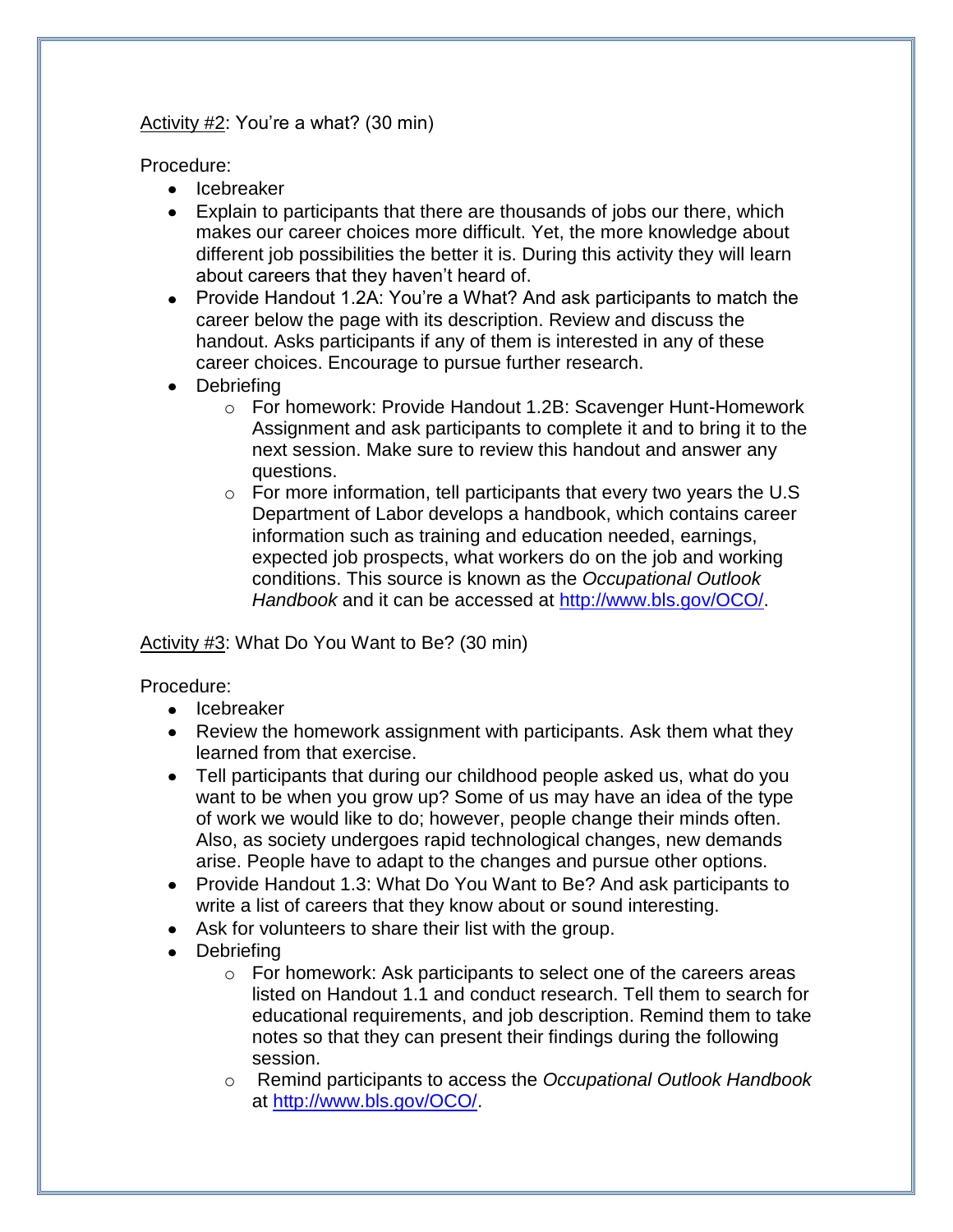<u>Activity #2</u>: You're a what? (30 min)

Procedure:

- Icebreaker
- Explain to participants that there are thousands of jobs our there, which makes our career choices more difficult. Yet, the more knowledge about different job possibilities the better it is. During this activity they will learn about careers that they haven't heard of.
- Provide Handout 1.2A: You're a What? And ask participants to match the career below the page with its description. Review and discuss the handout. Asks participants if any of them is interested in any of these career choices. Encourage to pursue further research.
- Debriefing
  - For homework: Provide Handout 1.2B: Scavenger Hunt-Homework Assignment and ask participants to complete it and to bring it to the next session. Make sure to review this handout and answer any questions.
  - For more information, tell participants that every two years the U.S Department of Labor develops a handbook, which contains career information such as training and education needed, earnings, expected job prospects, what workers do on the job and working conditions. This source is known as the *Occupational Outlook Handbook* and it can be accessed at http://www.bls.gov/OCO/.

<u>Activity #3</u>: What Do You Want to Be? (30 min)

Procedure:

- Icebreaker
- Review the homework assignment with participants. Ask them what they learned from that exercise.
- Tell participants that during our childhood people asked us, what do you want to be when you grow up? Some of us may have an idea of the type of work we would like to do; however, people change their minds often. Also, as society undergoes rapid technological changes, new demands arise. People have to adapt to the changes and pursue other options.
- Provide Handout 1.3: What Do You Want to Be? And ask participants to write a list of careers that they know about or sound interesting.
- Ask for volunteers to share their list with the group.
- Debriefing
  - For homework: Ask participants to select one of the careers areas listed on Handout 1.1 and conduct research. Tell them to search for educational requirements, and job description. Remind them to take notes so that they can present their findings during the following session.
  - Remind participants to access the *Occupational Outlook Handbook* at http://www.bls.gov/OCO/.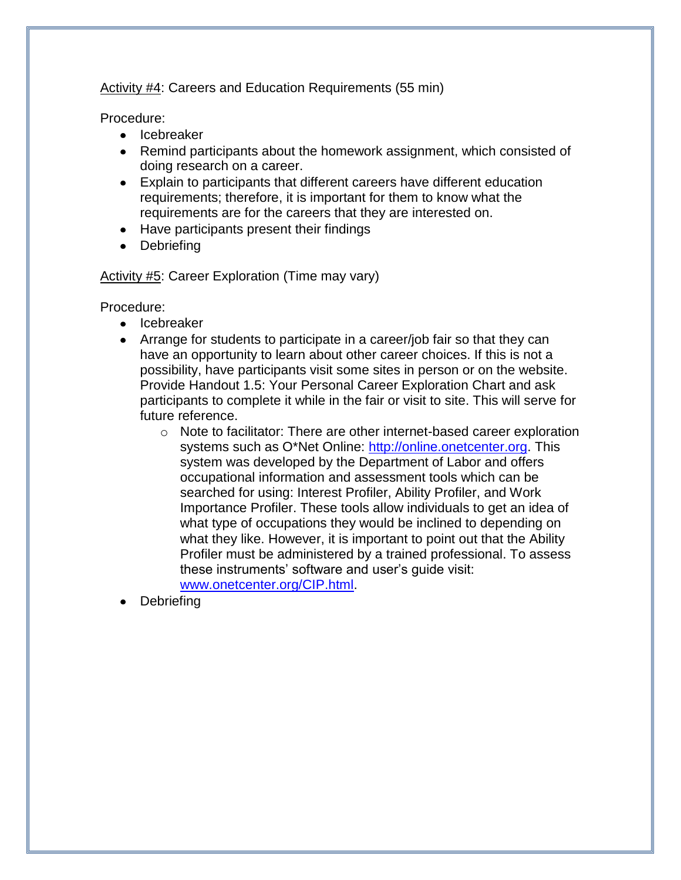Activity #4: Careers and Education Requirements (55 min)

Procedure:

- Icebreaker
- Remind participants about the homework assignment, which consisted of doing research on a career.
- Explain to participants that different careers have different education requirements; therefore, it is important for them to know what the requirements are for the careers that they are interested on.
- Have participants present their findings
- Debriefing

Activity #5: Career Exploration (Time may vary)

Procedure:

- Icebreaker
- Arrange for students to participate in a career/job fair so that they can have an opportunity to learn about other career choices. If this is not a possibility, have participants visit some sites in person or on the website. Provide Handout 1.5: Your Personal Career Exploration Chart and ask participants to complete it while in the fair or visit to site. This will serve for future reference.
    - Note to facilitator: There are other internet-based career exploration systems such as O*Net Online: http://online.onetcenter.org. This system was developed by the Department of Labor and offers occupational information and assessment tools which can be searched for using: Interest Profiler, Ability Profiler, and Work Importance Profiler. These tools allow individuals to get an idea of what type of occupations they would be inclined to depending on what they like. However, it is important to point out that the Ability Profiler must be administered by a trained professional. To assess these instruments' software and user's guide visit: www.onetcenter.org/CIP.html.
- Debriefing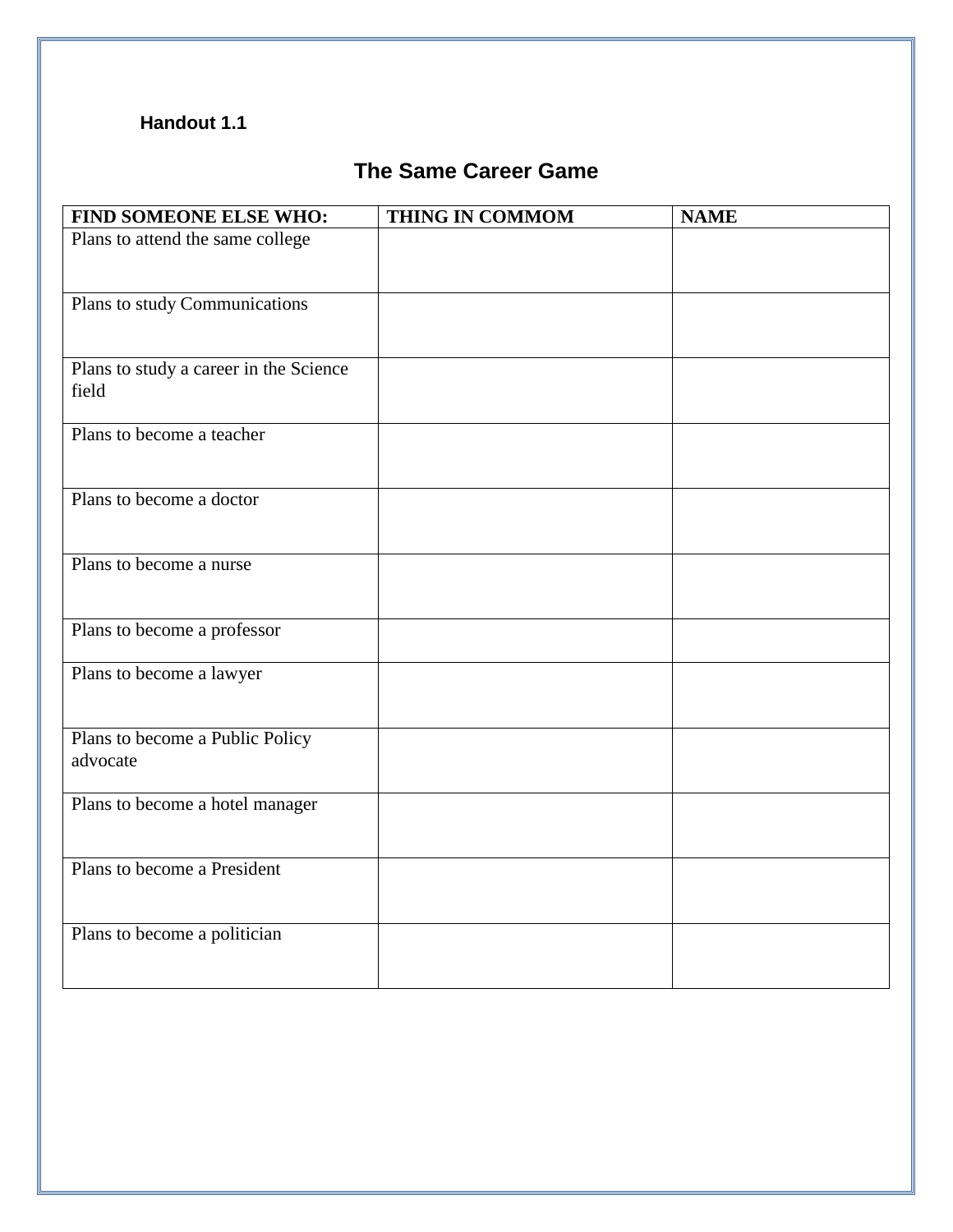Handout 1.1

# The Same Career Game

| FIND SOMEONE ELSE WHO: | THING IN COMMOM | NAME |
|---|---|---|
| Plans to attend the same college | | |
| Plans to study Communications | | |
| Plans to study a career in the Science field | | |
| Plans to become a teacher | | |
| Plans to become a doctor | | |
| Plans to become a nurse | | |
| Plans to become a professor | | |
| Plans to become a lawyer | | |
| Plans to become a Public Policy advocate | | |
| Plans to become a hotel manager | | |
| Plans to become a President | | |
| Plans to become a politician | | |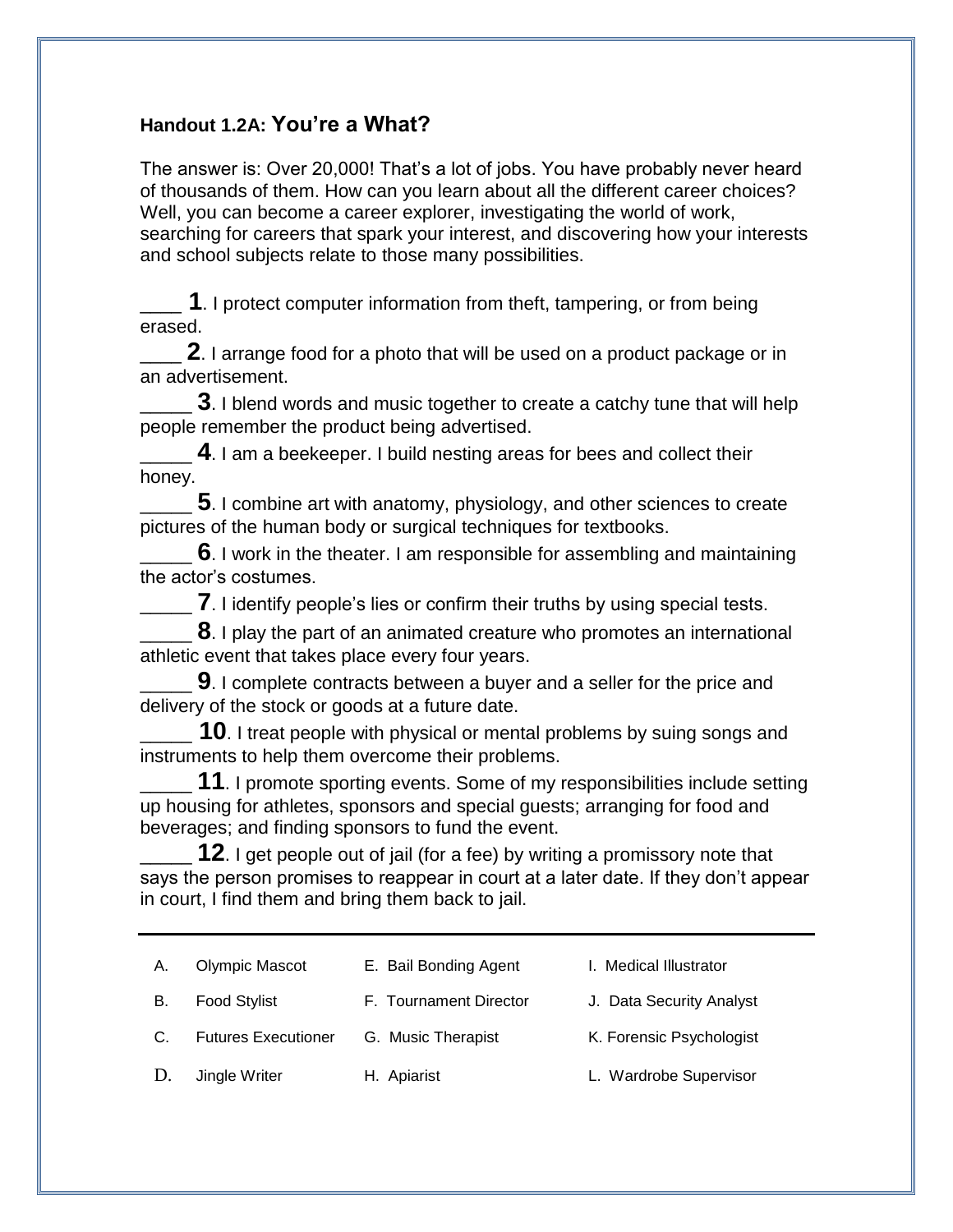## Handout 1.2A: You're a What?

The answer is: Over 20,000! That's a lot of jobs. You have probably never heard of thousands of them. How can you learn about all the different career choices? Well, you can become a career explorer, investigating the world of work, searching for careers that spark your interest, and discovering how your interests and school subjects relate to those many possibilities.

____ **1**. I protect computer information from theft, tampering, or from being erased.

____ **2**. I arrange food for a photo that will be used on a product package or in an advertisement.

_____ **3**. I blend words and music together to create a catchy tune that will help people remember the product being advertised.

_____ **4**. I am a beekeeper. I build nesting areas for bees and collect their honey.

_____ **5**. I combine art with anatomy, physiology, and other sciences to create pictures of the human body or surgical techniques for textbooks.

_____ **6**. I work in the theater. I am responsible for assembling and maintaining the actor's costumes.

_____ **7**. I identify people's lies or confirm their truths by using special tests.

_____ **8**. I play the part of an animated creature who promotes an international athletic event that takes place every four years.

_____ **9**. I complete contracts between a buyer and a seller for the price and delivery of the stock or goods at a future date.

_____ **10**. I treat people with physical or mental problems by suing songs and instruments to help them overcome their problems.

_____ **11**. I promote sporting events. Some of my responsibilities include setting up housing for athletes, sponsors and special guests; arranging for food and beverages; and finding sponsors to fund the event.

_____ **12**. I get people out of jail (for a fee) by writing a promissory note that says the person promises to reappear in court at a later date. If they don't appear in court, I find them and bring them back to jail.

---

| | | |
|---|---|---|
| A. Olympic Mascot | E. Bail Bonding Agent | I. Medical Illustrator |
| B. Food Stylist | F. Tournament Director | J. Data Security Analyst |
| C. Futures Executioner | G. Music Therapist | K. Forensic Psychologist |
| D. Jingle Writer | H. Apiarist | L. Wardrobe Supervisor |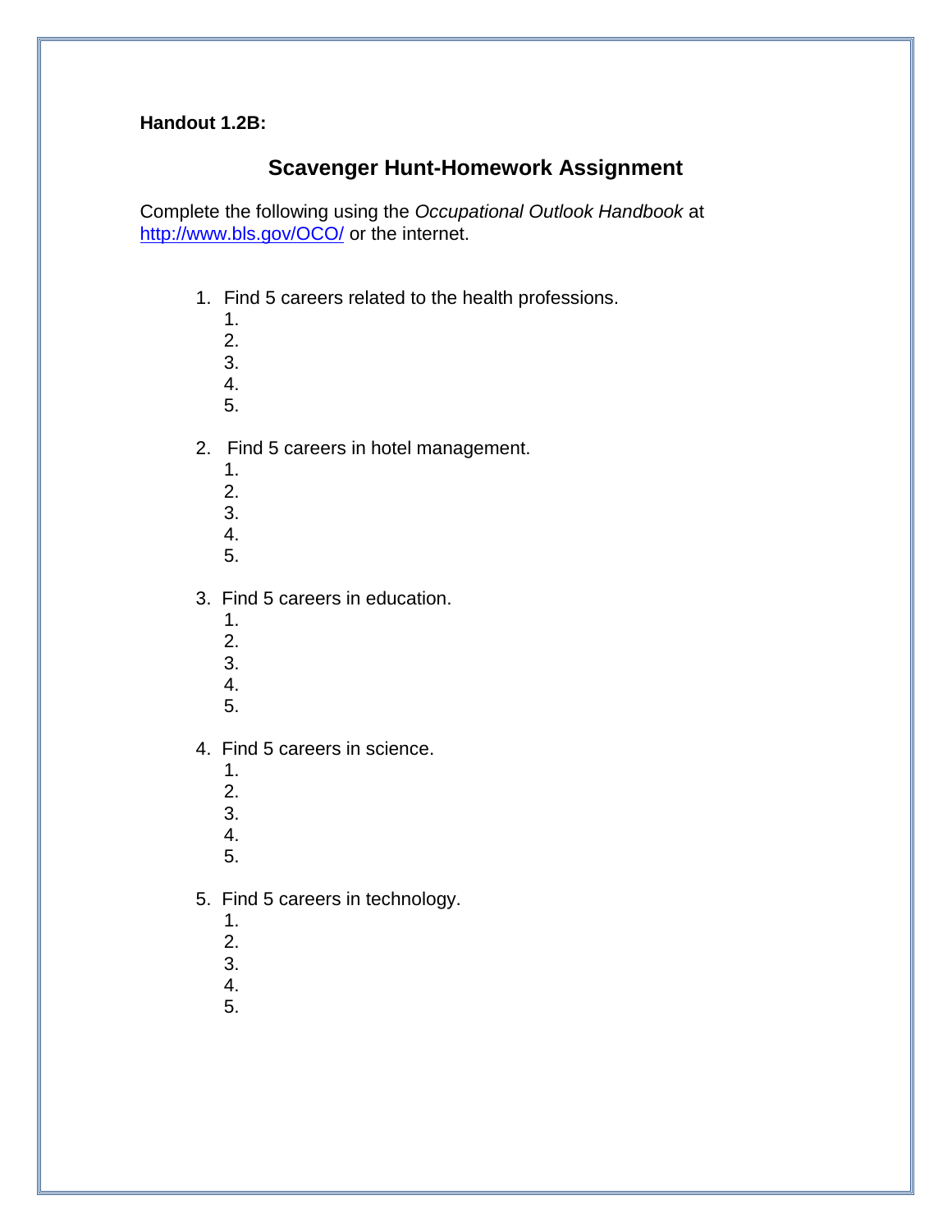**Handout 1.2B:**

## Scavenger Hunt-Homework Assignment

Complete the following using the *Occupational Outlook Handbook* at [http://www.bls.gov/OCO/](http://www.bls.gov/OCO/) or the internet.

1. Find 5 careers related to the health professions.
   1.
   2.
   3.
   4.
   5.

2. Find 5 careers in hotel management.
   1.
   2.
   3.
   4.
   5.

3. Find 5 careers in education.
   1.
   2.
   3.
   4.
   5.

4. Find 5 careers in science.
   1.
   2.
   3.
   4.
   5.

5. Find 5 careers in technology.
   1.
   2.
   3.
   4.
   5.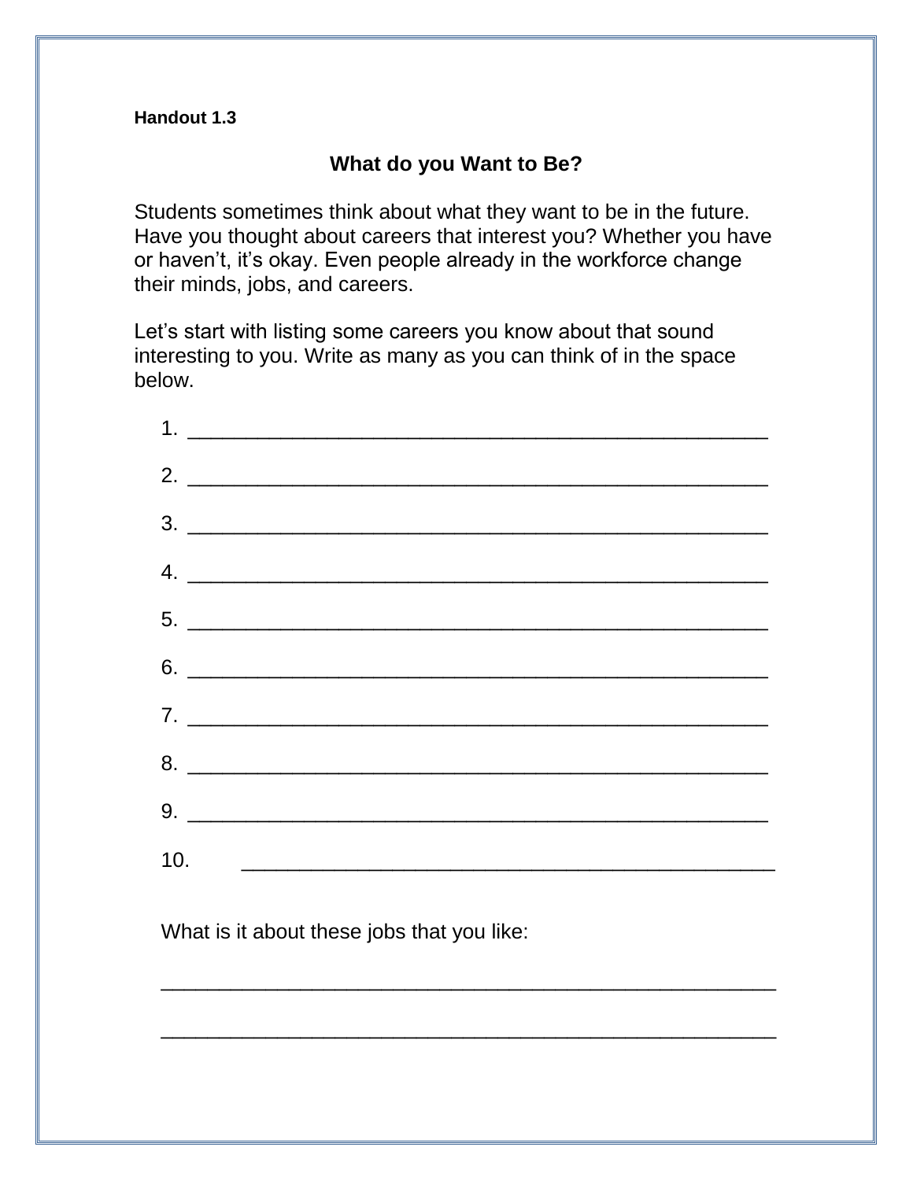**Handout 1.3**

## What do you Want to Be?

Students sometimes think about what they want to be in the future. Have you thought about careers that interest you? Whether you have or haven't, it's okay. Even people already in the workforce change their minds, jobs, and careers.

Let's start with listing some careers you know about that sound interesting to you. Write as many as you can think of in the space below.

1. ______________________________________________
2. ______________________________________________
3. ______________________________________________
4. ______________________________________________
5. ______________________________________________
6. ______________________________________________
7. ______________________________________________
8. ______________________________________________
9. ______________________________________________
10. ______________________________________________

What is it about these jobs that you like:

________________________________________________

________________________________________________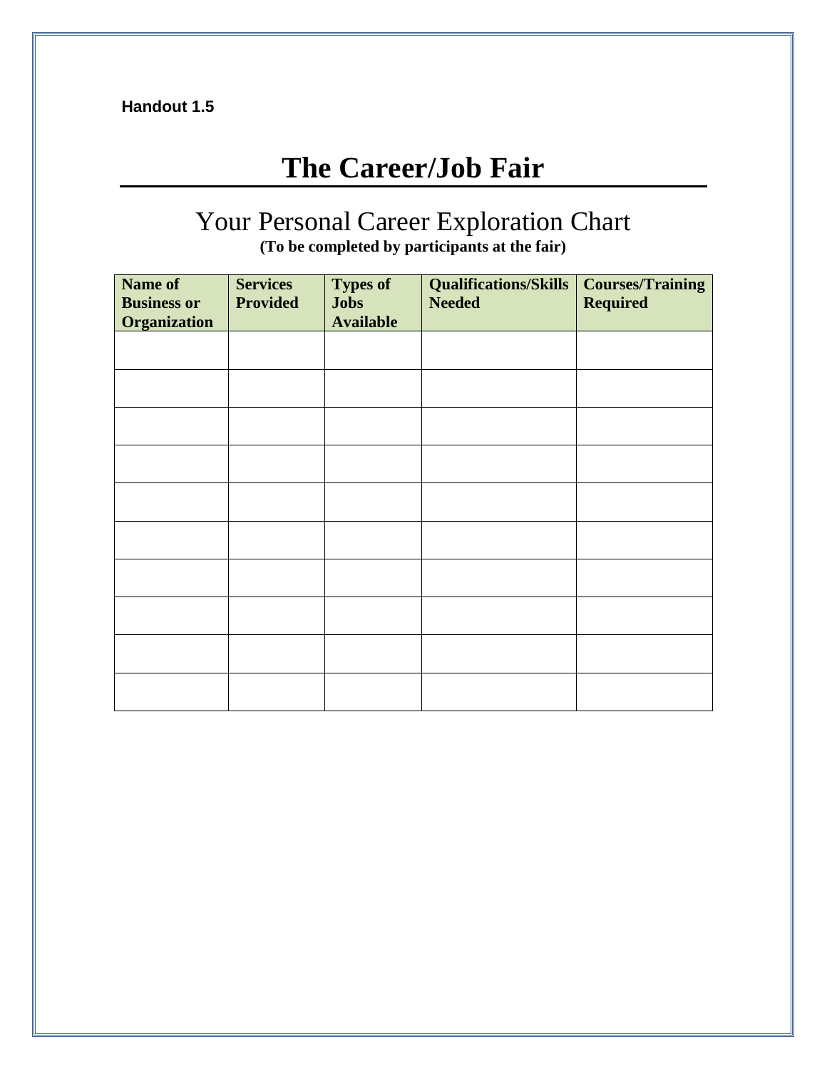**Handout 1.5**

# The Career/Job Fair

## Your Personal Career Exploration Chart

**(To be completed by participants at the fair)**

| Name of Business or Organization | Services Provided | Types of Jobs Available | Qualifications/Skills Needed | Courses/Training Required |
|---|---|---|---|---|
| | | | | |
| | | | | |
| | | | | |
| | | | | |
| | | | | |
| | | | | |
| | | | | |
| | | | | |
| | | | | |
| | | | | |